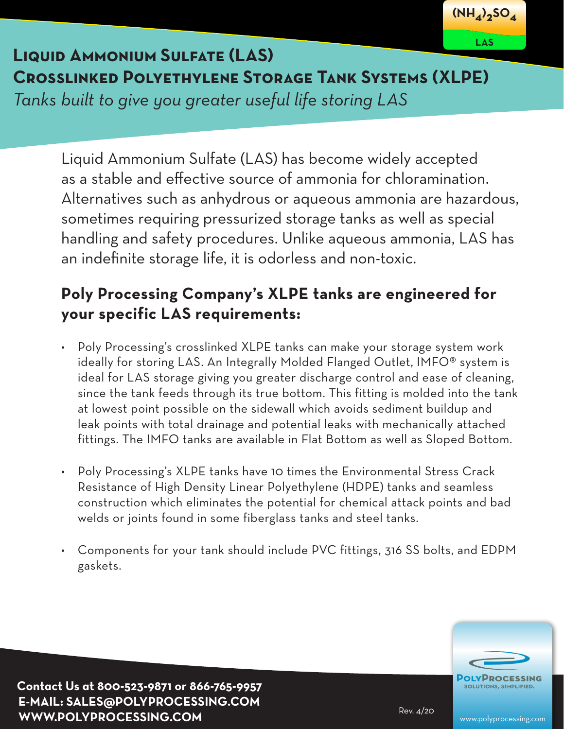$(NH_4)_2SO_4$

LAS

# Liquid Ammonium Sulfate (LAS)
# Crosslinked Polyethylene Storage Tank Systems (XLPE)

*Tanks built to give you greater useful life storing LAS*

Liquid Ammonium Sulfate (LAS) has become widely accepted as a stable and effective source of ammonia for chloramination. Alternatives such as anhydrous or aqueous ammonia are hazardous, sometimes requiring pressurized storage tanks as well as special handling and safety procedures. Unlike aqueous ammonia, LAS has an indefinite storage life, it is odorless and non-toxic.

## Poly Processing Company's XLPE tanks are engineered for your specific LAS requirements:

- Poly Processing's crosslinked XLPE tanks can make your storage system work ideally for storing LAS. An Integrally Molded Flanged Outlet, IMFO® system is ideal for LAS storage giving you greater discharge control and ease of cleaning, since the tank feeds through its true bottom. This fitting is molded into the tank at lowest point possible on the sidewall which avoids sediment buildup and leak points with total drainage and potential leaks with mechanically attached fittings. The IMFO tanks are available in Flat Bottom as well as Sloped Bottom.

- Poly Processing's XLPE tanks have 10 times the Environmental Stress Crack Resistance of High Density Linear Polyethylene (HDPE) tanks and seamless construction which eliminates the potential for chemical attack points and bad welds or joints found in some fiberglass tanks and steel tanks.

- Components for your tank should include PVC fittings, 316 SS bolts, and EDPM gaskets.

**Contact Us at 800-523-9871 or 866-765-9957**
**E-MAIL: SALES@POLYPROCESSING.COM**
**WWW.POLYPROCESSING.COM**

Rev. 4/20

PolyProcessing
SOLUTIONS. SIMPLIFIED.
www.polyprocessing.com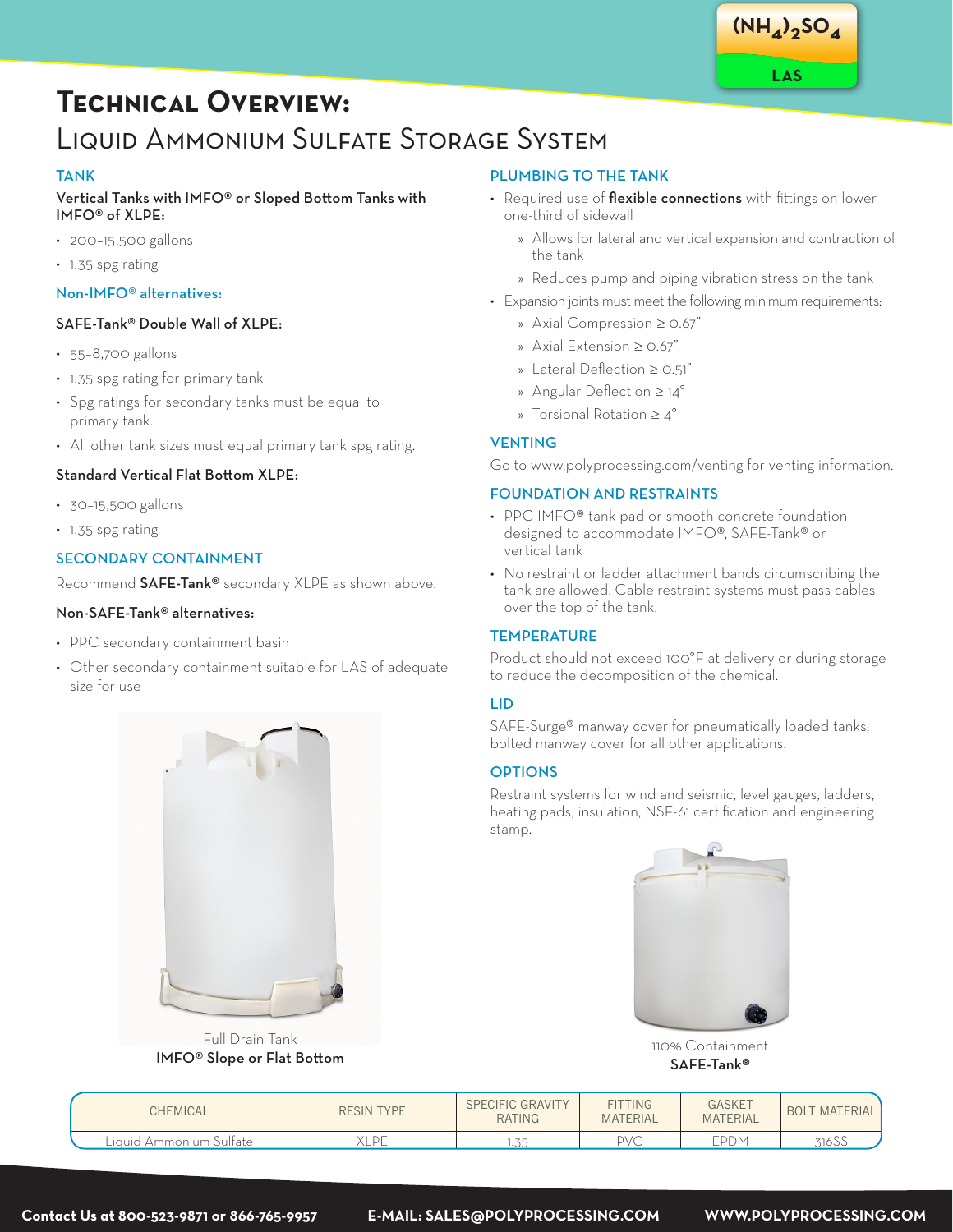$(NH_4)_2SO_4$

LAS

# Technical Overview:

## Liquid Ammonium Sulfate Storage System

### TANK

**Vertical Tanks with IMFO® or Sloped Bottom Tanks with IMFO® of XLPE:**

- 200–15,500 gallons
- 1.35 spg rating

#### Non-IMFO® alternatives:

**SAFE-Tank® Double Wall of XLPE:**

- 55–8,700 gallons
- 1.35 spg rating for primary tank
- Spg ratings for secondary tanks must be equal to primary tank.
- All other tank sizes must equal primary tank spg rating.

**Standard Vertical Flat Bottom XLPE:**

- 30–15,500 gallons
- 1.35 spg rating

### SECONDARY CONTAINMENT

Recommend **SAFE-Tank®** secondary XLPE as shown above.

**Non-SAFE-Tank® alternatives:**

- PPC secondary containment basin
- Other secondary containment suitable for LAS of adequate size for use

Full Drain Tank
**IMFO® Slope or Flat Bottom**

### PLUMBING TO THE TANK

- Required use of **flexible connections** with fittings on lower one-third of sidewall
  - Allows for lateral and vertical expansion and contraction of the tank
  - Reduces pump and piping vibration stress on the tank
- Expansion joints must meet the following minimum requirements:
  - Axial Compression ≥ 0.67"
  - Axial Extension ≥ 0.67"
  - Lateral Deflection ≥ 0.51"
  - Angular Deflection ≥ 14°
  - Torsional Rotation ≥ 4°

### VENTING

Go to www.polyprocessing.com/venting for venting information.

### FOUNDATION AND RESTRAINTS

- PPC IMFO® tank pad or smooth concrete foundation designed to accommodate IMFO®, SAFE-Tank® or vertical tank
- No restraint or ladder attachment bands circumscribing the tank are allowed. Cable restraint systems must pass cables over the top of the tank.

### TEMPERATURE

Product should not exceed 100°F at delivery or during storage to reduce the decomposition of the chemical.

### LID

SAFE-Surge® manway cover for pneumatically loaded tanks; bolted manway cover for all other applications.

### OPTIONS

Restraint systems for wind and seismic, level gauges, ladders, heating pads, insulation, NSF-61 certification and engineering stamp.

110% Containment
**SAFE-Tank®**

| CHEMICAL | RESIN TYPE | SPECIFIC GRAVITY RATING | FITTING MATERIAL | GASKET MATERIAL | BOLT MATERIAL |
|---|---|---|---|---|---|
| Liquid Ammonium Sulfate | XLPE | 1.35 | PVC | EPDM | 316SS |

**Contact Us at 800-523-9871 or 866-765-9957** **E-MAIL: SALES@POLYPROCESSING.COM** **WWW.POLYPROCESSING.COM**